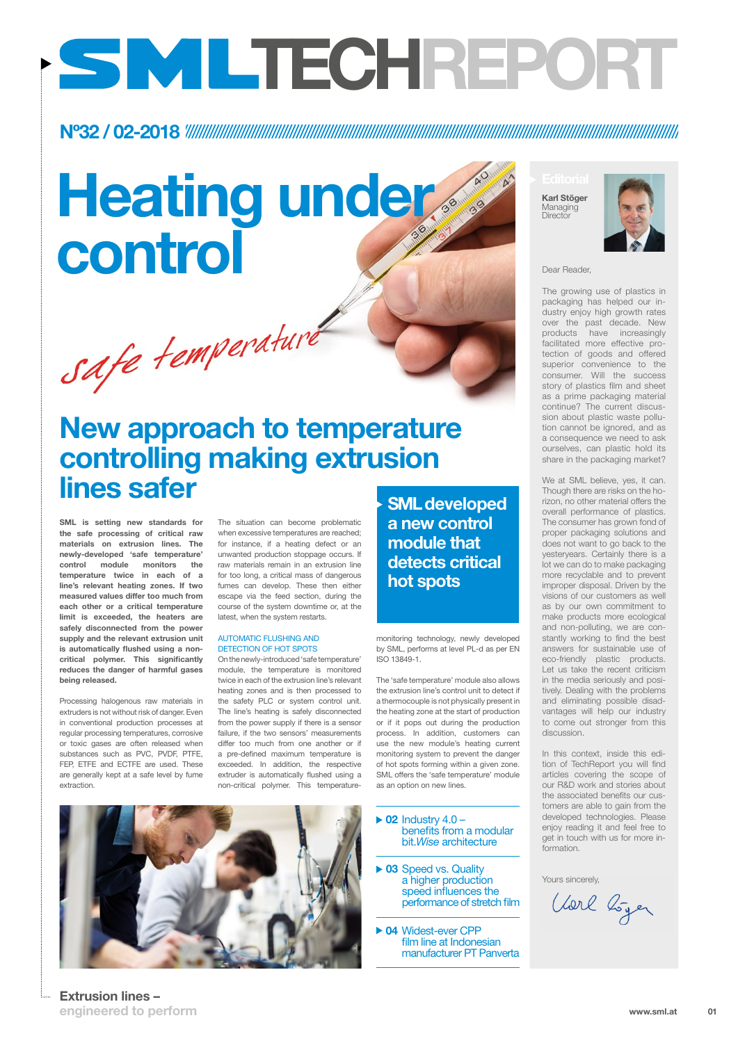# SMLTECHREPORT

**Nº32 / 02-2018**

# Heating under control

*safe temperature*

## New approach to temperature controlling making extrusion lines safer

**SML is setting new standards for the safe processing of critical raw materials on extrusion lines. The newly-developed 'safe temperature' control module monitors the temperature twice in each of a line's relevant heating zones. If two measured values differ too much from each other or a critical temperature limit is exceeded, the heaters are safely disconnected from the power supply and the relevant extrusion unit is automatically flushed using a non-critical polymer. This significantly reduces the danger of harmful gases being released.**

Processing halogenous raw materials in extruders is not without risk of danger. Even in conventional production processes at regular processing temperatures, corrosive or toxic gases are often released when substances such as PVC, PVDF, PTFE, FEP, ETFE and ECTFE are used. These are generally kept at a safe level by fume extraction.

The situation can become problematic when excessive temperatures are reached; for instance, if a heating defect or an unwanted production stoppage occurs. If raw materials remain in an extrusion line for too long, a critical mass of dangerous fumes can develop. These then either escape via the feed section, during the course of the system downtime or, at the latest, when the system restarts.

### AUTOMATIC FLUSHING AND DETECTION OF HOT SPOTS

On the newly-introduced 'safe temperature' module, the temperature is monitored twice in each of the extrusion line's relevant heating zones and is then processed to the safety PLC or system control unit. The line's heating is safely disconnected from the power supply if there is a sensor failure, if the two sensors' measurements differ too much from one another or if a pre-defined maximum temperature is exceeded. In addition, the respective extruder is automatically flushed using a non-critical polymer. This temperature-monitoring technology, newly developed by SML, performs at level PL-d as per EN ISO 13849-1.

**SML developed a new control module that detects critical hot spots**

The 'safe temperature' module also allows the extrusion line's control unit to detect if a thermocouple is not physically present in the heating zone at the start of production or if it pops out during the production process. In addition, customers can use the new module's heating current monitoring system to prevent the danger of hot spots forming within a given zone. SML offers the 'safe temperature' module as an option on new lines.

- **02** Industry 4.0 – benefits from a modular bit.*Wise* architecture
- **03** Speed vs. Quality – a higher production speed influences the performance of stretch film
- **04** Widest-ever CPP film line at Indonesian manufacturer PT Panverta

## Editorial

**Karl Stöger**
Managing Director

Dear Reader,

The growing use of plastics in packaging has helped our industry enjoy high growth rates over the past decade. New products have increasingly facilitated more effective protection of goods and offered superior convenience to the consumer. Will the success story of plastics film and sheet as a prime packaging material continue? The current discussion about plastic waste pollution cannot be ignored, and as a consequence we need to ask ourselves, can plastic hold its share in the packaging market?

We at SML believe, yes, it can. Though there are risks on the horizon, no other material offers the overall performance of plastics. The consumer has grown fond of proper packaging solutions and does not want to go back to the yesteryears. Certainly there is a lot we can do to make packaging more recyclable and to prevent improper disposal. Driven by the visions of our customers as well as by our own commitment to make products more ecological and non-polluting, we are constantly working to find the best answers for sustainable use of eco-friendly plastic products. Let us take the recent criticism in the media seriously and positively. Dealing with the problems and eliminating possible disadvantages will help our industry to come out stronger from this discussion.

In this context, inside this edition of TechReport you will find articles covering the scope of our R&D work and stories about the associated benefits our customers are able to gain from the developed technologies. Please enjoy reading it and feel free to get in touch with us for more information.

Yours sincerely,

Karl Stöger

**Extrusion lines – engineered to perform**

www.sml.at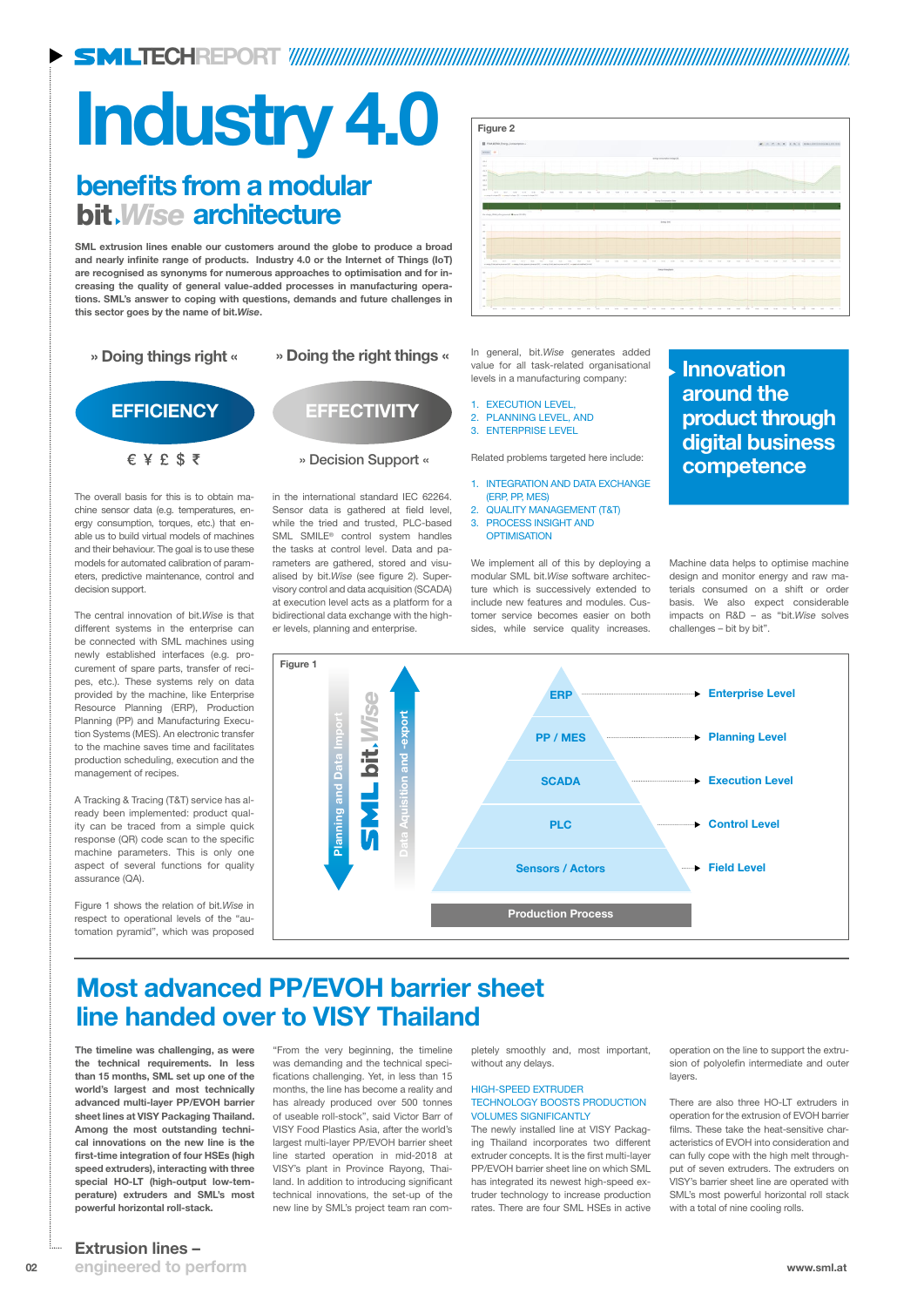# Industry 4.0

## benefits from a modular bit.*Wise* architecture

**SML extrusion lines enable our customers around the globe to produce a broad and nearly infinite range of products. Industry 4.0 or the Internet of Things (IoT) are recognised as synonyms for numerous approaches to optimisation and for increasing the quality of general value-added processes in manufacturing operations. SML's answer to coping with questions, demands and future challenges in this sector goes by the name of bit.*Wise*.**

» Doing things right «

**EFFICIENCY**

€ ¥ £ $ ₹

» Doing the right things «

**EFFECTIVITY**

» Decision Support «

The overall basis for this is to obtain machine sensor data (e.g. temperatures, energy consumption, torques, etc.) that enable us to build virtual models of machines and their behaviour. The goal is to use these models for automated calibration of parameters, predictive maintenance, control and decision support.

The central innovation of bit.*Wise* is that different systems in the enterprise can be connected with SML machines using newly established interfaces (e.g. procurement of spare parts, transfer of recipes, etc.). These systems rely on data provided by the machine, like Enterprise Resource Planning (ERP), Production Planning (PP) and Manufacturing Execution Systems (MES). An electronic transfer to the machine saves time and facilitates production scheduling, execution and the management of recipes.

A Tracking & Tracing (T&T) service has already been implemented: product quality can be traced from a simple quick response (QR) code scan to the specific machine parameters. This is only one aspect of several functions for quality assurance (QA).

Figure 1 shows the relation of bit.*Wise* in respect to operational levels of the "automation pyramid", which was proposed in the international standard IEC 62264. Sensor data is gathered at field level, while the tried and trusted, PLC-based SML SMILE® control system handles the tasks at control level. Data and parameters are gathered, stored and visualised by bit.*Wise* (see figure 2). Supervisory control and data acquisition (SCADA) at execution level acts as a platform for a bidirectional data exchange with the higher levels, planning and enterprise.

In general, bit.*Wise* generates added value for all task-related organisational levels in a manufacturing company:

1. EXECUTION LEVEL,
2. PLANNING LEVEL, AND
3. ENTERPRISE LEVEL

Related problems targeted here include:

1. INTEGRATION AND DATA EXCHANGE (ERP, PP, MES)
2. QUALITY MANAGEMENT (T&T)
3. PROCESS INSIGHT AND OPTIMISATION

We implement all of this by deploying a modular SML bit.*Wise* software architecture which is successively extended to include new features and modules. Customer service becomes easier on both sides, while service quality increases.

**Innovation around the product through digital business competence**

Machine data helps to optimise machine design and monitor energy and raw materials consumed on a shift or order basis. We also expect considerable impacts on R&D – as "bit.*Wise* solves challenges – bit by bit".

Figure 2

Figure 1

| Level | Automation pyramid |
|---|---|
| Enterprise Level | ERP |
| Planning Level | PP / MES |
| Execution Level | SCADA |
| Control Level | PLC |
| Field Level | Sensors / Actors |
| | Production Process |

SML bit.*Wise*: Planning and Data Import / Data Aquisition and -export

# Most advanced PP/EVOH barrier sheet line handed over to VISY Thailand

**The timeline was challenging, as were the technical requirements. In less than 15 months, SML set up one of the world's largest and most technically advanced multi-layer PP/EVOH barrier sheet lines at VISY Packaging Thailand. Among the most outstanding technical innovations on the new line is the first-time integration of four HSEs (high speed extruders), interacting with three special HO-LT (high-output low-temperature) extruders and SML's most powerful horizontal roll-stack.**

"From the very beginning, the timeline was demanding and the technical specifications challenging. Yet, in less than 15 months, the line has become a reality and has already produced over 500 tonnes of useable roll-stock", said Victor Barr of VISY Food Plastics Asia, after the world's largest multi-layer PP/EVOH barrier sheet line started operation in mid-2018 at VISY's plant in Province Rayong, Thailand. In addition to introducing significant technical innovations, the set-up of the new line by SML's project team ran completely smoothly and, most important, without any delays.

HIGH-SPEED EXTRUDER TECHNOLOGY BOOSTS PRODUCTION VOLUMES SIGNIFICANTLY

The newly installed line at VISY Packaging Thailand incorporates two different extruder concepts. It is the first multi-layer PP/EVOH barrier sheet line on which SML has integrated its newest high-speed extruder technology to increase production rates. There are four SML HSEs in active operation on the line to support the extrusion of polyolefin intermediate and outer layers.

There are also three HO-LT extruders in operation for the extrusion of EVOH barrier films. These take the heat-sensitive characteristics of EVOH into consideration and can fully cope with the high melt throughput of seven extruders. The extruders on VISY's barrier sheet line are operated with SML's most powerful horizontal roll stack with a total of nine cooling rolls.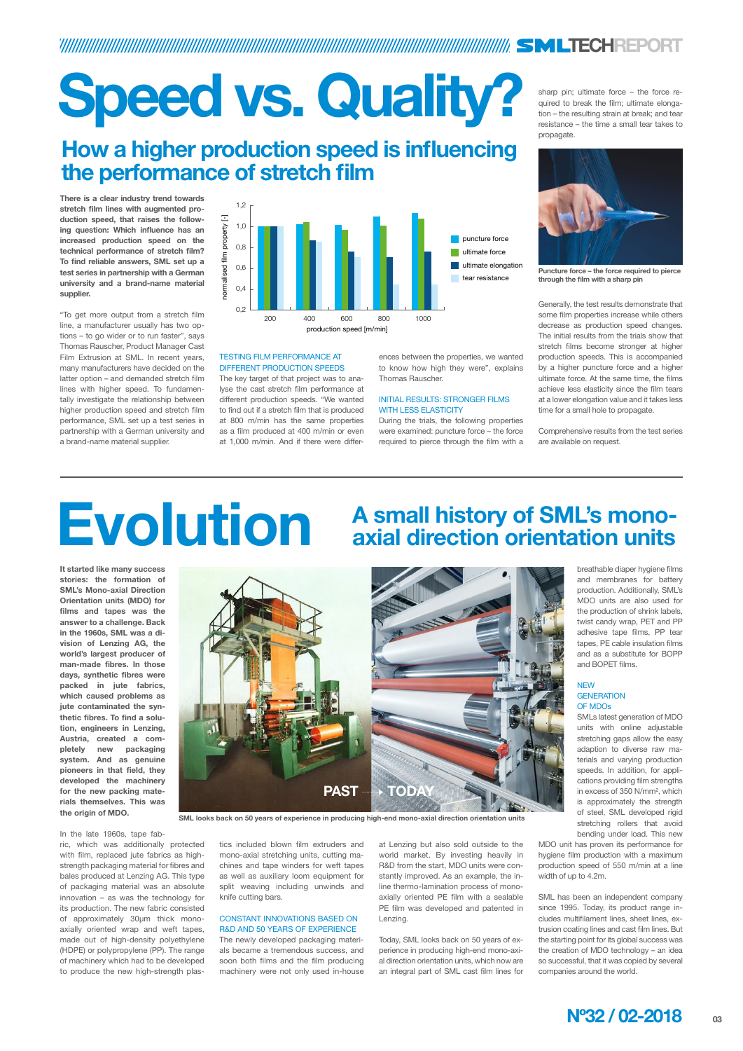# Speed vs. Quality?

## How a higher production speed is influencing the performance of stretch film

**There is a clear industry trend towards stretch film lines with augmented production speed, that raises the following question: Which influence has an increased production speed on the technical performance of stretch film? To find reliable answers, SML set up a test series in partnership with a German university and a brand-name material supplier.**

"To get more output from a stretch film line, a manufacturer usually has two options – to go wider or to run faster", says Thomas Rauscher, Product Manager Cast Film Extrusion at SML. In recent years, many manufacturers have decided on the latter option – and demanded stretch film lines with higher speed. To fundamentally investigate the relationship between higher production speed and stretch film performance, SML set up a test series in partnership with a German university and a brand-name material supplier.

### TESTING FILM PERFORMANCE AT DIFFERENT PRODUCTION SPEEDS

The key target of that project was to analyse the cast stretch film performance at different production speeds. "We wanted to find out if a stretch film that is produced at 800 m/min has the same properties as a film produced at 400 m/min or even at 1,000 m/min. And if there were differences between the properties, we wanted to know how high they were", explains Thomas Rauscher.

### INITIAL RESULTS: STRONGER FILMS WITH LESS ELASTICITY

During the trials, the following properties were examined: puncture force – the force required to pierce through the film with a sharp pin; ultimate force – the force required to break the film; ultimate elongation – the resulting strain at break; and tear resistance – the time a small tear takes to propagate.

Puncture force – the force required to pierce through the film with a sharp pin

Generally, the test results demonstrate that some film properties increase while others decrease as production speed changes. The initial results from the trials show that stretch films become stronger at higher production speeds. This is accompanied by a higher puncture force and a higher ultimate force. At the same time, the films achieve less elasticity since the film tears at a lower elongation value and it takes less time for a small hole to propagate.

Comprehensive results from the test series are available on request.

# Evolution

## A small history of SML's mono-axial direction orientation units

**It started like many success stories: the formation of SML's Mono-axial Direction Orientation units (MDO) for films and tapes was the answer to a challenge. Back in the 1960s, SML was a division of Lenzing AG, the world's largest producer of man-made fibres. In those days, synthetic fibres were packed in jute fabrics, which caused problems as jute contaminated the synthetic fibres. To find a solution, engineers in Lenzing, Austria, created a completely new packaging system. And as genuine pioneers in that field, they developed the machinery for the new packing materials themselves. This was the origin of MDO.**

SML looks back on 50 years of experience in producing high-end mono-axial direction orientation units

In the late 1960s, tape fabric, which was additionally protected with film, replaced jute fabrics as high-strength packaging material for fibres and bales produced at Lenzing AG. This type of packaging material was an absolute innovation – as was the technology for its production. The new fabric consisted of approximately 30µm thick mono-axially oriented wrap and weft tapes, made out of high-density polyethylene (HDPE) or polypropylene (PP). The range of machinery which had to be developed to produce the new high-strength plastics included blown film extruders and mono-axial stretching units, cutting machines and tape winders for weft tapes as well as auxiliary loom equipment for split weaving including unwinds and knife cutting bars.

### CONSTANT INNOVATIONS BASED ON R&D AND 50 YEARS OF EXPERIENCE

The newly developed packaging materials became a tremendous success, and soon both films and the film producing machinery were not only used in-house at Lenzing but also sold outside to the world market. By investing heavily in R&D from the start, MDO units were constantly improved. As an example, the in-line thermo-lamination process of mono-axially oriented PE film with a sealable PE film was developed and patented in Lenzing.

Today, SML looks back on 50 years of experience in producing high-end mono-axial direction orientation units, which now are an integral part of SML cast film lines for breathable diaper hygiene films and membranes for battery production. Additionally, SML's MDO units are also used for the production of shrink labels, twist candy wrap, PET and PP adhesive tape films, PP tear tapes, PE cable insulation films and as a substitute for BOPP and BOPET films.

### NEW GENERATION OF MDOs

SMLs latest generation of MDO units with online adjustable stretching gaps allow the easy adaption to diverse raw materials and varying production speeds. In addition, for applications providing film strengths in excess of 350 N/mm², which is approximately the strength of steel, SML developed rigid stretching rollers that avoid bending under load. This new MDO unit has proven its performance for hygiene film production with a maximum production speed of 550 m/min at a line width of up to 4.2m.

SML has been an independent company since 1995. Today, its product range includes multifilament lines, sheet lines, extrusion coating lines and cast film lines. But the starting point for its global success was the technology of MDO technology – an idea so successful, that it was copied by several companies around the world.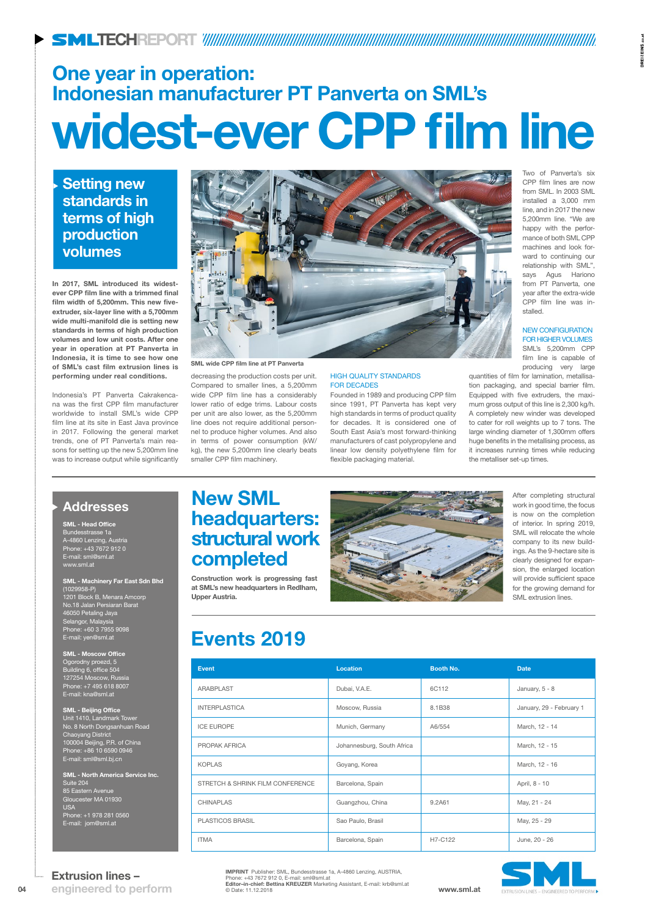# One year in operation: Indonesian manufacturer PT Panverta on SML's widest-ever CPP film line

## Setting new standards in terms of high production volumes

**In 2017, SML introduced its widest-ever CPP film line with a trimmed final film width of 5,200mm. This new five-extruder, six-layer line with a 5,700mm wide multi-manifold die is setting new standards in terms of high production volumes and low unit costs. After one year in operation at PT Panverta in Indonesia, it is time to see how one of SML's cast film extrusion lines is performing under real conditions.**

Indonesia's PT Panverta Cakrakencana was the first CPP film manufacturer worldwide to install SML's wide CPP film line at its site in East Java province in 2017. Following the general market trends, one of PT Panverta's main reasons for setting up the new 5,200mm line was to increase output while significantly decreasing the production costs per unit. Compared to smaller lines, a 5,200mm wide CPP film line has a considerably lower ratio of edge trims. Labour costs per unit are also lower, as the 5,200mm line does not require additional personnel to produce higher volumes. And also in terms of power consumption (kW/kg), the new 5,200mm line clearly beats smaller CPP film machinery.

SML wide CPP film line at PT Panverta

### HIGH QUALITY STANDARDS FOR DECADES

Founded in 1989 and producing CPP film since 1991, PT Panverta has kept very high standards in terms of product quality for decades. It is considered one of South East Asia's most forward-thinking manufacturers of cast polypropylene and linear low density polyethylene film for flexible packaging material.

Two of Panverta's six CPP film lines are now from SML. In 2003 SML installed a 3,000 mm line, and in 2017 the new 5,200mm line. "We are happy with the performance of both SML CPP machines and look forward to continuing our relationship with SML", says Agus Hariono from PT Panverta, one year after the extra-wide CPP film line was installed.

### NEW CONFIGURATION FOR HIGHER VOLUMES

SML's 5,200mm CPP film line is capable of producing very large quantities of film for lamination, metallisation packaging, and special barrier film. Equipped with five extruders, the maximum gross output of this line is 2,300 kg/h. A completely new winder was developed to cater for roll weights up to 7 tons. The large winding diameter of 1,300mm offers huge benefits in the metallising process, as it increases running times while reducing the metalliser set-up times.

## Addresses

**SML - Head Office**
Bundesstrasse 1a
A-4860 Lenzing, Austria
Phone: +43 7672 912 0
E-mail: sml@sml.at
www.sml.at

**SML - Machinery Far East Sdn Bhd**
(1029958-P)
1201 Block B, Menara Amcorp
No.18 Jalan Persiaran Barat
46050 Petaling Jaya
Selangor, Malaysia
Phone: +60 3 7955 9098
E-mail: yen@sml.at

**SML - Moscow Office**
Ogorodny proezd, 5
Building 6, office 504
127254 Moscow, Russia
Phone: +7 495 618 8007
E-mail: kna@sml.at

**SML - Beijing Office**
Unit 1410, Landmark Tower
No. 8 North Dongsanhuan Road
Chaoyang District
100004 Beijing, P.R. of China
Phone: +86 10 6590 0946
E-mail: sml@sml.bj.cn

**SML - North America Service Inc.**
Suite 204
85 Eastern Avenue
Gloucester MA 01930
USA
Phone: +1 978 281 0560
E-mail: jom@sml.at

## New SML headquarters: structural work completed

**Construction work is progressing fast at SML's new headquarters in Redlham, Upper Austria.**

After completing structural work in good time, the focus is now on the completion of interior. In spring 2019, SML will relocate the whole company to its new buildings. As the 9-hectare site is clearly designed for expansion, the enlarged location will provide sufficient space for the growing demand for SML extrusion lines.

## Events 2019

| Event | Location | Booth No. | Date |
|---|---|---|---|
| ARABPLAST | Dubai, V.A.E. | 6C112 | January, 5 - 8 |
| INTERPLASTICA | Moscow, Russia | 8.1B38 | January, 29 - February 1 |
| ICE EUROPE | Munich, Germany | A6/554 | March, 12 - 14 |
| PROPAK AFRICA | Johannesburg, South Africa | | March, 12 - 15 |
| KOPLAS | Goyang, Korea | | March, 12 - 16 |
| STRETCH & SHRINK FILM CONFERENCE | Barcelona, Spain | | April, 8 - 10 |
| CHINAPLAS | Guangzhou, China | 9.2A61 | May, 21 - 24 |
| PLASTICOS BRASIL | Sao Paulo, Brasil | | May, 25 - 29 |
| ITMA | Barcelona, Spain | H7-C122 | June, 20 - 26 |

**Extrusion lines – engineered to perform**

**IMPRINT** Publisher: SML, Bundesstrasse 1a, A-4860 Lenzing, AUSTRIA, Phone: +43 7672 912 0, E-mail: sml@sml.at
**Editor-in-chief: Bettina KREUZER** Marketing Assistant, E-mail: krb@sml.at
© Date: 11.12.2018

www.sml.at